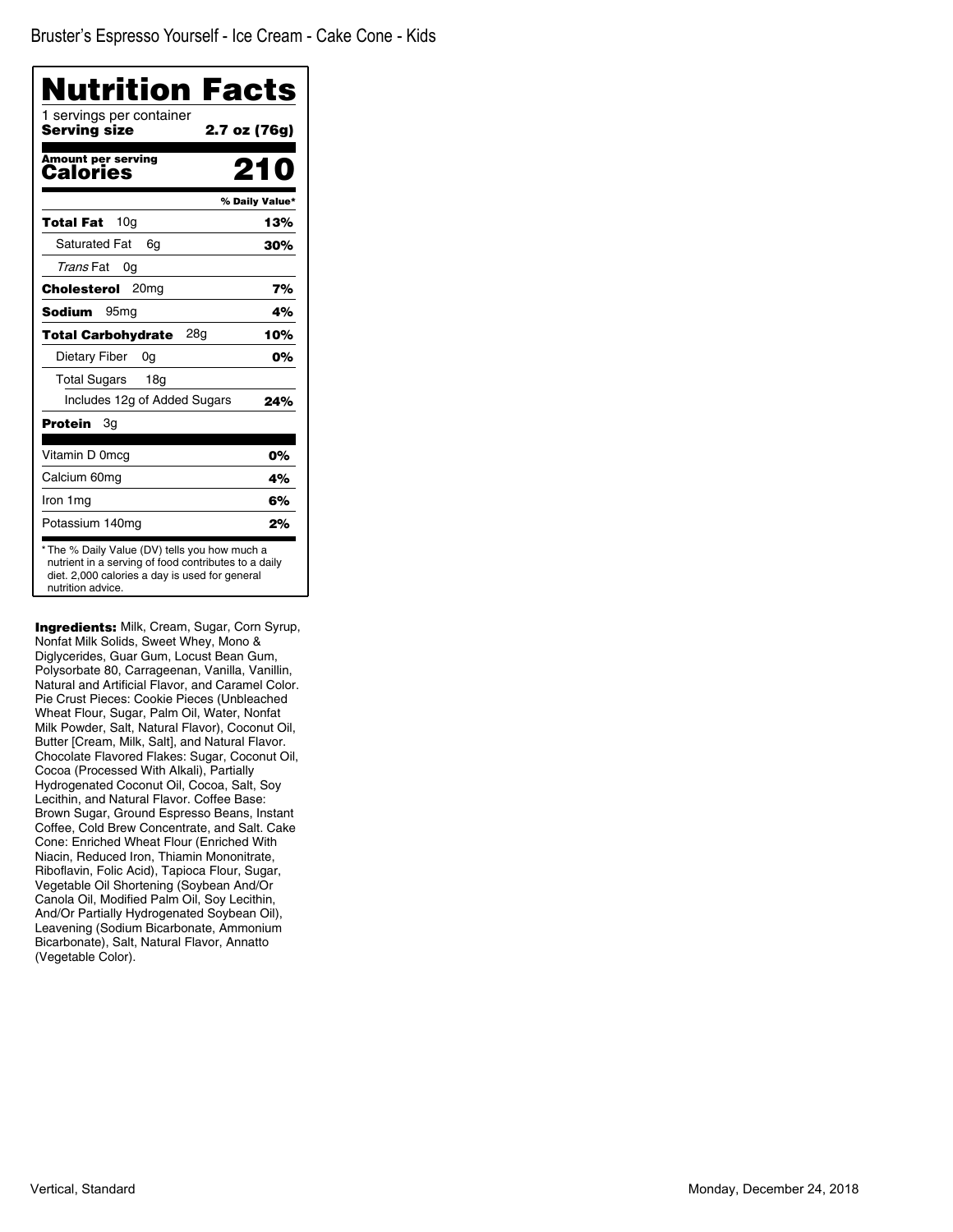Bruster's Espresso Yourself - Ice Cream - Cake Cone - Kids

# Nutrition Facts

1 servings per container
**Serving size** **2.7 oz (76g)**

**Amount per serving**
**Calories** **210**

| | % Daily Value* |
|---|---|
| **Total Fat** 10g | **13%** |
| Saturated Fat 6g | **30%** |
| *Trans* Fat 0g | |
| **Cholesterol** 20mg | **7%** |
| **Sodium** 95mg | **4%** |
| **Total Carbohydrate** 28g | **10%** |
| Dietary Fiber 0g | **0%** |
| Total Sugars 18g | |
| Includes 12g of Added Sugars | **24%** |
| **Protein** 3g | |
| Vitamin D 0mcg | **0%** |
| Calcium 60mg | **4%** |
| Iron 1mg | **6%** |
| Potassium 140mg | **2%** |

* The % Daily Value (DV) tells you how much a nutrient in a serving of food contributes to a daily diet. 2,000 calories a day is used for general nutrition advice.

**Ingredients:** Milk, Cream, Sugar, Corn Syrup, Nonfat Milk Solids, Sweet Whey, Mono & Diglycerides, Guar Gum, Locust Bean Gum, Polysorbate 80, Carrageenan, Vanilla, Vanillin, Natural and Artificial Flavor, and Caramel Color. Pie Crust Pieces: Cookie Pieces (Unbleached Wheat Flour, Sugar, Palm Oil, Water, Nonfat Milk Powder, Salt, Natural Flavor), Coconut Oil, Butter [Cream, Milk, Salt], and Natural Flavor. Chocolate Flavored Flakes: Sugar, Coconut Oil, Cocoa (Processed With Alkali), Partially Hydrogenated Coconut Oil, Cocoa, Salt, Soy Lecithin, and Natural Flavor. Coffee Base: Brown Sugar, Ground Espresso Beans, Instant Coffee, Cold Brew Concentrate, and Salt. Cake Cone: Enriched Wheat Flour (Enriched With Niacin, Reduced Iron, Thiamin Mononitrate, Riboflavin, Folic Acid), Tapioca Flour, Sugar, Vegetable Oil Shortening (Soybean And/Or Canola Oil, Modified Palm Oil, Soy Lecithin, And/Or Partially Hydrogenated Soybean Oil), Leavening (Sodium Bicarbonate, Ammonium Bicarbonate), Salt, Natural Flavor, Annatto (Vegetable Color).

Vertical, Standard

Monday, December 24, 2018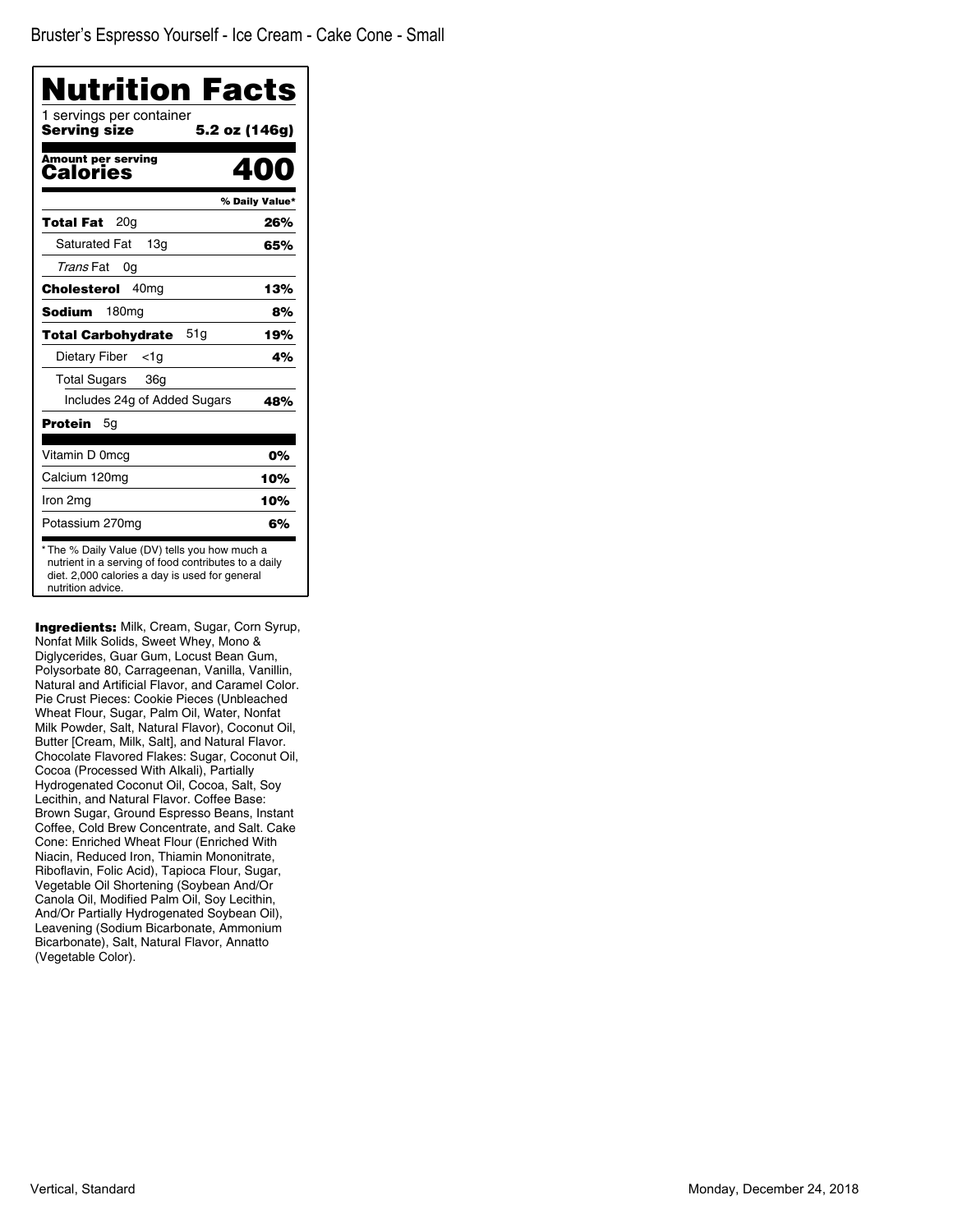Bruster's Espresso Yourself - Ice Cream - Cake Cone - Small

# Nutrition Facts

1 servings per container

**Serving size** **5.2 oz (146g)**

**Amount per serving**

**Calories** **400**

| | % Daily Value* |
|---|---|
| **Total Fat** 20g | **26%** |
| Saturated Fat 13g | **65%** |
| *Trans* Fat 0g | |
| **Cholesterol** 40mg | **13%** |
| **Sodium** 180mg | **8%** |
| **Total Carbohydrate** 51g | **19%** |
| Dietary Fiber <1g | **4%** |
| Total Sugars 36g | |
| Includes 24g of Added Sugars | **48%** |
| **Protein** 5g | |
| Vitamin D 0mcg | **0%** |
| Calcium 120mg | **10%** |
| Iron 2mg | **10%** |
| Potassium 270mg | **6%** |

* The % Daily Value (DV) tells you how much a nutrient in a serving of food contributes to a daily diet. 2,000 calories a day is used for general nutrition advice.

**Ingredients:** Milk, Cream, Sugar, Corn Syrup, Nonfat Milk Solids, Sweet Whey, Mono & Diglycerides, Guar Gum, Locust Bean Gum, Polysorbate 80, Carrageenan, Vanilla, Vanillin, Natural and Artificial Flavor, and Caramel Color. Pie Crust Pieces: Cookie Pieces (Unbleached Wheat Flour, Sugar, Palm Oil, Water, Nonfat Milk Powder, Salt, Natural Flavor), Coconut Oil, Butter [Cream, Milk, Salt], and Natural Flavor. Chocolate Flavored Flakes: Sugar, Coconut Oil, Cocoa (Processed With Alkali), Partially Hydrogenated Coconut Oil, Cocoa, Salt, Soy Lecithin, and Natural Flavor. Coffee Base: Brown Sugar, Ground Espresso Beans, Instant Coffee, Cold Brew Concentrate, and Salt. Cake Cone: Enriched Wheat Flour (Enriched With Niacin, Reduced Iron, Thiamin Mononitrate, Riboflavin, Folic Acid), Tapioca Flour, Sugar, Vegetable Oil Shortening (Soybean And/Or Canola Oil, Modified Palm Oil, Soy Lecithin, And/Or Partially Hydrogenated Soybean Oil), Leavening (Sodium Bicarbonate, Ammonium Bicarbonate), Salt, Natural Flavor, Annatto (Vegetable Color).

Vertical, Standard

Monday, December 24, 2018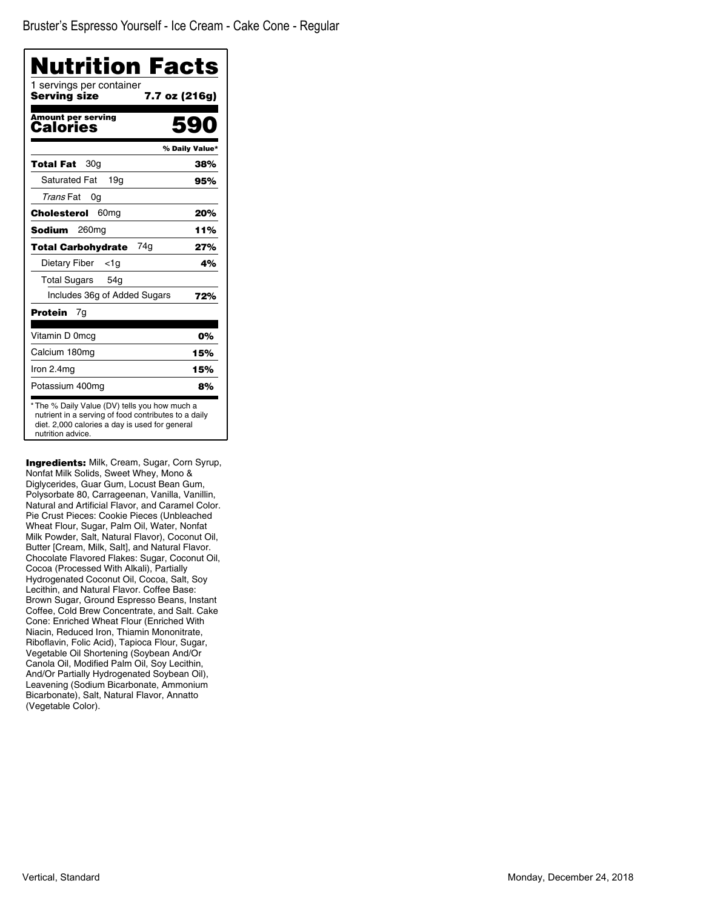Bruster's Espresso Yourself - Ice Cream - Cake Cone - Regular

# Nutrition Facts

1 servings per container

**Serving size** **7.7 oz (216g)**

**Amount per serving**

**Calories** **590**

| | % Daily Value* |
|---|---|
| **Total Fat** 30g | **38%** |
| Saturated Fat 19g | **95%** |
| *Trans* Fat 0g | |
| **Cholesterol** 60mg | **20%** |
| **Sodium** 260mg | **11%** |
| **Total Carbohydrate** 74g | **27%** |
| Dietary Fiber <1g | **4%** |
| Total Sugars 54g | |
| Includes 36g of Added Sugars | **72%** |
| **Protein** 7g | |
| Vitamin D 0mcg | **0%** |
| Calcium 180mg | **15%** |
| Iron 2.4mg | **15%** |
| Potassium 400mg | **8%** |

* The % Daily Value (DV) tells you how much a nutrient in a serving of food contributes to a daily diet. 2,000 calories a day is used for general nutrition advice.

**Ingredients:** Milk, Cream, Sugar, Corn Syrup, Nonfat Milk Solids, Sweet Whey, Mono & Diglycerides, Guar Gum, Locust Bean Gum, Polysorbate 80, Carrageenan, Vanilla, Vanillin, Natural and Artificial Flavor, and Caramel Color. Pie Crust Pieces: Cookie Pieces (Unbleached Wheat Flour, Sugar, Palm Oil, Water, Nonfat Milk Powder, Salt, Natural Flavor), Coconut Oil, Butter [Cream, Milk, Salt], and Natural Flavor. Chocolate Flavored Flakes: Sugar, Coconut Oil, Cocoa (Processed With Alkali), Partially Hydrogenated Coconut Oil, Cocoa, Salt, Soy Lecithin, and Natural Flavor. Coffee Base: Brown Sugar, Ground Espresso Beans, Instant Coffee, Cold Brew Concentrate, and Salt. Cake Cone: Enriched Wheat Flour (Enriched With Niacin, Reduced Iron, Thiamin Mononitrate, Riboflavin, Folic Acid), Tapioca Flour, Sugar, Vegetable Oil Shortening (Soybean And/Or Canola Oil, Modified Palm Oil, Soy Lecithin, And/Or Partially Hydrogenated Soybean Oil), Leavening (Sodium Bicarbonate, Ammonium Bicarbonate), Salt, Natural Flavor, Annatto (Vegetable Color).

Vertical, Standard

Monday, December 24, 2018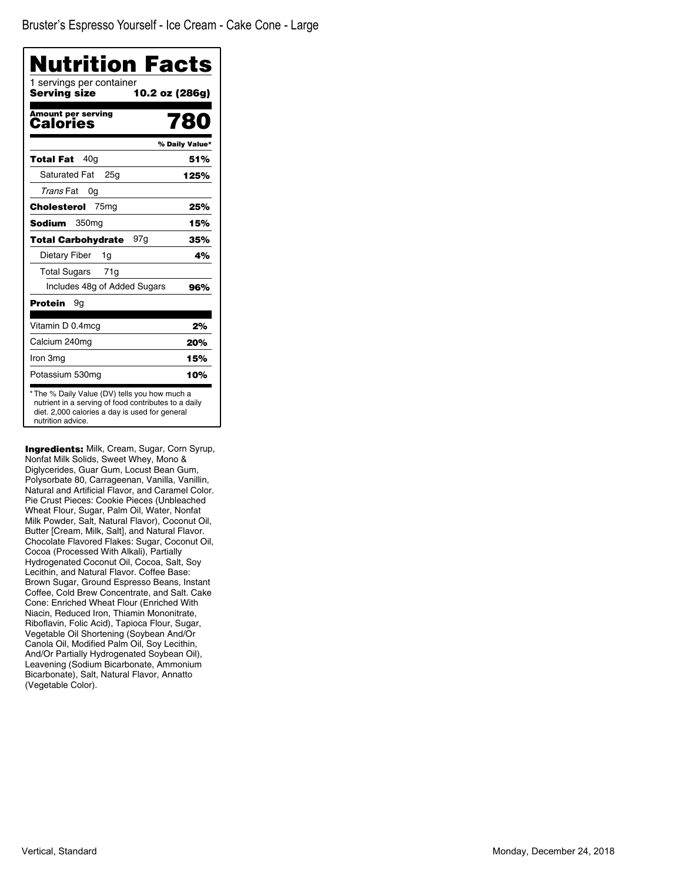Bruster's Espresso Yourself - Ice Cream - Cake Cone - Large

# Nutrition Facts

1 servings per container

**Serving size** **10.2 oz (286g)**

| **Amount per serving** | |
|---|---|
| **Calories** | **780** |
| | **% Daily Value*** |
| **Total Fat** 40g | **51%** |
| Saturated Fat 25g | **125%** |
| *Trans* Fat 0g | |
| **Cholesterol** 75mg | **25%** |
| **Sodium** 350mg | **15%** |
| **Total Carbohydrate** 97g | **35%** |
| Dietary Fiber 1g | **4%** |
| Total Sugars 71g | |
| Includes 48g of Added Sugars | **96%** |
| **Protein** 9g | |
| Vitamin D 0.4mcg | **2%** |
| Calcium 240mg | **20%** |
| Iron 3mg | **15%** |
| Potassium 530mg | **10%** |

* The % Daily Value (DV) tells you how much a nutrient in a serving of food contributes to a daily diet. 2,000 calories a day is used for general nutrition advice.

**Ingredients:** Milk, Cream, Sugar, Corn Syrup, Nonfat Milk Solids, Sweet Whey, Mono & Diglycerides, Guar Gum, Locust Bean Gum, Polysorbate 80, Carrageenan, Vanilla, Vanillin, Natural and Artificial Flavor, and Caramel Color. Pie Crust Pieces: Cookie Pieces (Unbleached Wheat Flour, Sugar, Palm Oil, Water, Nonfat Milk Powder, Salt, Natural Flavor), Coconut Oil, Butter [Cream, Milk, Salt], and Natural Flavor. Chocolate Flavored Flakes: Sugar, Coconut Oil, Cocoa (Processed With Alkali), Partially Hydrogenated Coconut Oil, Cocoa, Salt, Soy Lecithin, and Natural Flavor. Coffee Base: Brown Sugar, Ground Espresso Beans, Instant Coffee, Cold Brew Concentrate, and Salt. Cake Cone: Enriched Wheat Flour (Enriched With Niacin, Reduced Iron, Thiamin Mononitrate, Riboflavin, Folic Acid), Tapioca Flour, Sugar, Vegetable Oil Shortening (Soybean And/Or Canola Oil, Modified Palm Oil, Soy Lecithin, And/Or Partially Hydrogenated Soybean Oil), Leavening (Sodium Bicarbonate, Ammonium Bicarbonate), Salt, Natural Flavor, Annatto (Vegetable Color).

Vertical, Standard

Monday, December 24, 2018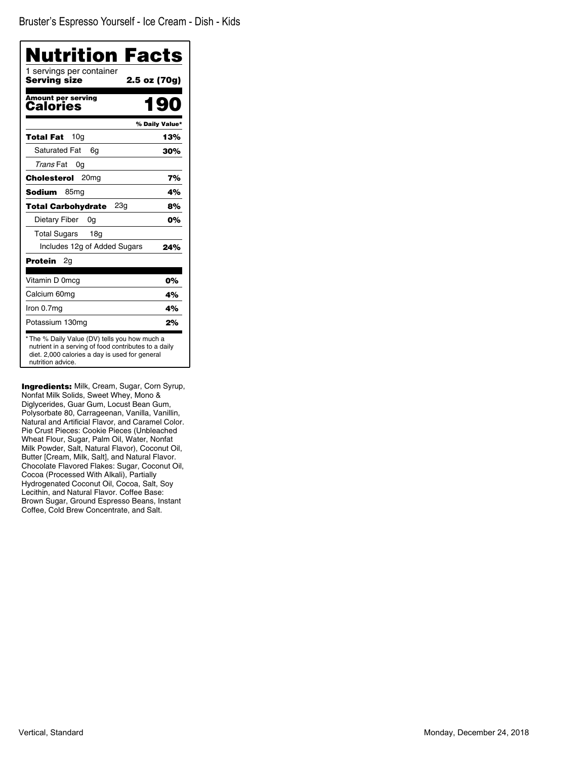Bruster’s Espresso Yourself - Ice Cream - Dish - Kids

# Nutrition Facts

1 servings per container

**Serving size** **2.5 oz (70g)**

**Amount per serving**
**Calories** **190**

| | % Daily Value* |
|---|---|
| **Total Fat** 10g | **13%** |
| Saturated Fat 6g | **30%** |
| *Trans* Fat 0g | |
| **Cholesterol** 20mg | **7%** |
| **Sodium** 85mg | **4%** |
| **Total Carbohydrate** 23g | **8%** |
| Dietary Fiber 0g | **0%** |
| Total Sugars 18g | |
| Includes 12g of Added Sugars | **24%** |
| **Protein** 2g | |
| Vitamin D 0mcg | **0%** |
| Calcium 60mg | **4%** |
| Iron 0.7mg | **4%** |
| Potassium 130mg | **2%** |

* The % Daily Value (DV) tells you how much a nutrient in a serving of food contributes to a daily diet. 2,000 calories a day is used for general nutrition advice.

**Ingredients:** Milk, Cream, Sugar, Corn Syrup, Nonfat Milk Solids, Sweet Whey, Mono & Diglycerides, Guar Gum, Locust Bean Gum, Polysorbate 80, Carrageenan, Vanilla, Vanillin, Natural and Artificial Flavor, and Caramel Color. Pie Crust Pieces: Cookie Pieces (Unbleached Wheat Flour, Sugar, Palm Oil, Water, Nonfat Milk Powder, Salt, Natural Flavor), Coconut Oil, Butter [Cream, Milk, Salt], and Natural Flavor. Chocolate Flavored Flakes: Sugar, Coconut Oil, Cocoa (Processed With Alkali), Partially Hydrogenated Coconut Oil, Cocoa, Salt, Soy Lecithin, and Natural Flavor. Coffee Base: Brown Sugar, Ground Espresso Beans, Instant Coffee, Cold Brew Concentrate, and Salt.

Vertical, Standard

Monday, December 24, 2018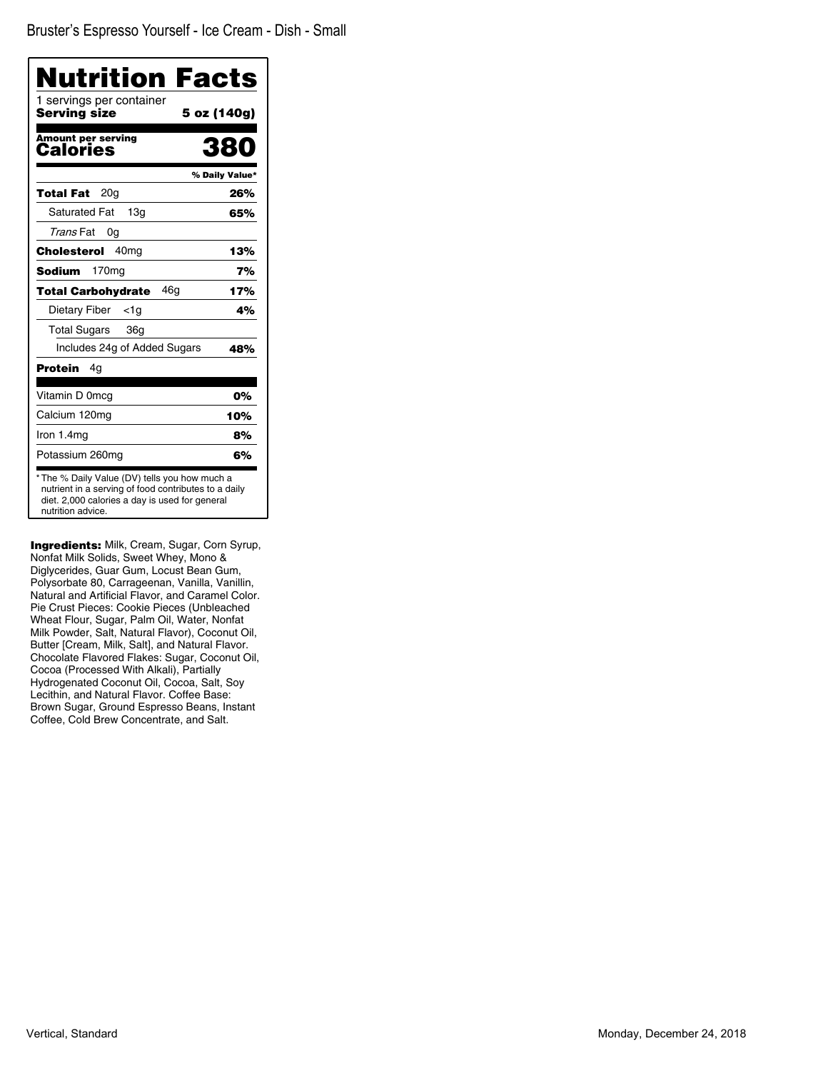Bruster's Espresso Yourself - Ice Cream - Dish - Small

# Nutrition Facts

1 servings per container
**Serving size** **5 oz (140g)**

**Amount per serving**
**Calories** **380**

| | % Daily Value* |
|---|---|
| **Total Fat** 20g | **26%** |
| Saturated Fat 13g | **65%** |
| *Trans* Fat 0g | |
| **Cholesterol** 40mg | **13%** |
| **Sodium** 170mg | **7%** |
| **Total Carbohydrate** 46g | **17%** |
| Dietary Fiber <1g | **4%** |
| Total Sugars 36g | |
| Includes 24g of Added Sugars | **48%** |
| **Protein** 4g | |
| Vitamin D 0mcg | **0%** |
| Calcium 120mg | **10%** |
| Iron 1.4mg | **8%** |
| Potassium 260mg | **6%** |

* The % Daily Value (DV) tells you how much a nutrient in a serving of food contributes to a daily diet. 2,000 calories a day is used for general nutrition advice.

**Ingredients:** Milk, Cream, Sugar, Corn Syrup, Nonfat Milk Solids, Sweet Whey, Mono & Diglycerides, Guar Gum, Locust Bean Gum, Polysorbate 80, Carrageenan, Vanilla, Vanillin, Natural and Artificial Flavor, and Caramel Color. Pie Crust Pieces: Cookie Pieces (Unbleached Wheat Flour, Sugar, Palm Oil, Water, Nonfat Milk Powder, Salt, Natural Flavor), Coconut Oil, Butter [Cream, Milk, Salt], and Natural Flavor. Chocolate Flavored Flakes: Sugar, Coconut Oil, Cocoa (Processed With Alkali), Partially Hydrogenated Coconut Oil, Cocoa, Salt, Soy Lecithin, and Natural Flavor. Coffee Base: Brown Sugar, Ground Espresso Beans, Instant Coffee, Cold Brew Concentrate, and Salt.

Vertical, Standard

Monday, December 24, 2018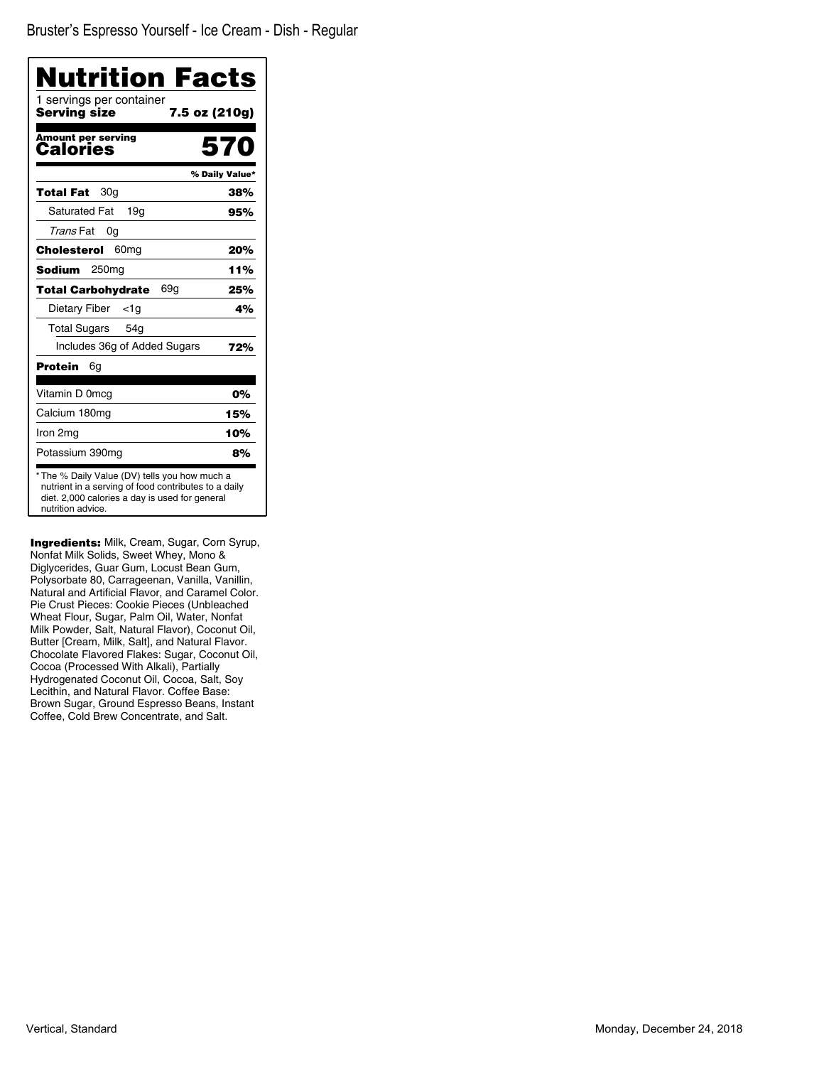Bruster's Espresso Yourself - Ice Cream - Dish - Regular

# Nutrition Facts

1 servings per container
**Serving size** **7.5 oz (210g)**

**Amount per serving**
**Calories** **570**

| | % Daily Value* |
|---|---|
| **Total Fat** 30g | **38%** |
| Saturated Fat 19g | **95%** |
| *Trans* Fat 0g | |
| **Cholesterol** 60mg | **20%** |
| **Sodium** 250mg | **11%** |
| **Total Carbohydrate** 69g | **25%** |
| Dietary Fiber <1g | **4%** |
| Total Sugars 54g | |
| Includes 36g of Added Sugars | **72%** |
| **Protein** 6g | |
| Vitamin D 0mcg | **0%** |
| Calcium 180mg | **15%** |
| Iron 2mg | **10%** |
| Potassium 390mg | **8%** |

* The % Daily Value (DV) tells you how much a nutrient in a serving of food contributes to a daily diet. 2,000 calories a day is used for general nutrition advice.

**Ingredients:** Milk, Cream, Sugar, Corn Syrup, Nonfat Milk Solids, Sweet Whey, Mono & Diglycerides, Guar Gum, Locust Bean Gum, Polysorbate 80, Carrageenan, Vanilla, Vanillin, Natural and Artificial Flavor, and Caramel Color. Pie Crust Pieces: Cookie Pieces (Unbleached Wheat Flour, Sugar, Palm Oil, Water, Nonfat Milk Powder, Salt, Natural Flavor), Coconut Oil, Butter [Cream, Milk, Salt], and Natural Flavor. Chocolate Flavored Flakes: Sugar, Coconut Oil, Cocoa (Processed With Alkali), Partially Hydrogenated Coconut Oil, Cocoa, Salt, Soy Lecithin, and Natural Flavor. Coffee Base: Brown Sugar, Ground Espresso Beans, Instant Coffee, Cold Brew Concentrate, and Salt.

Vertical, Standard

Monday, December 24, 2018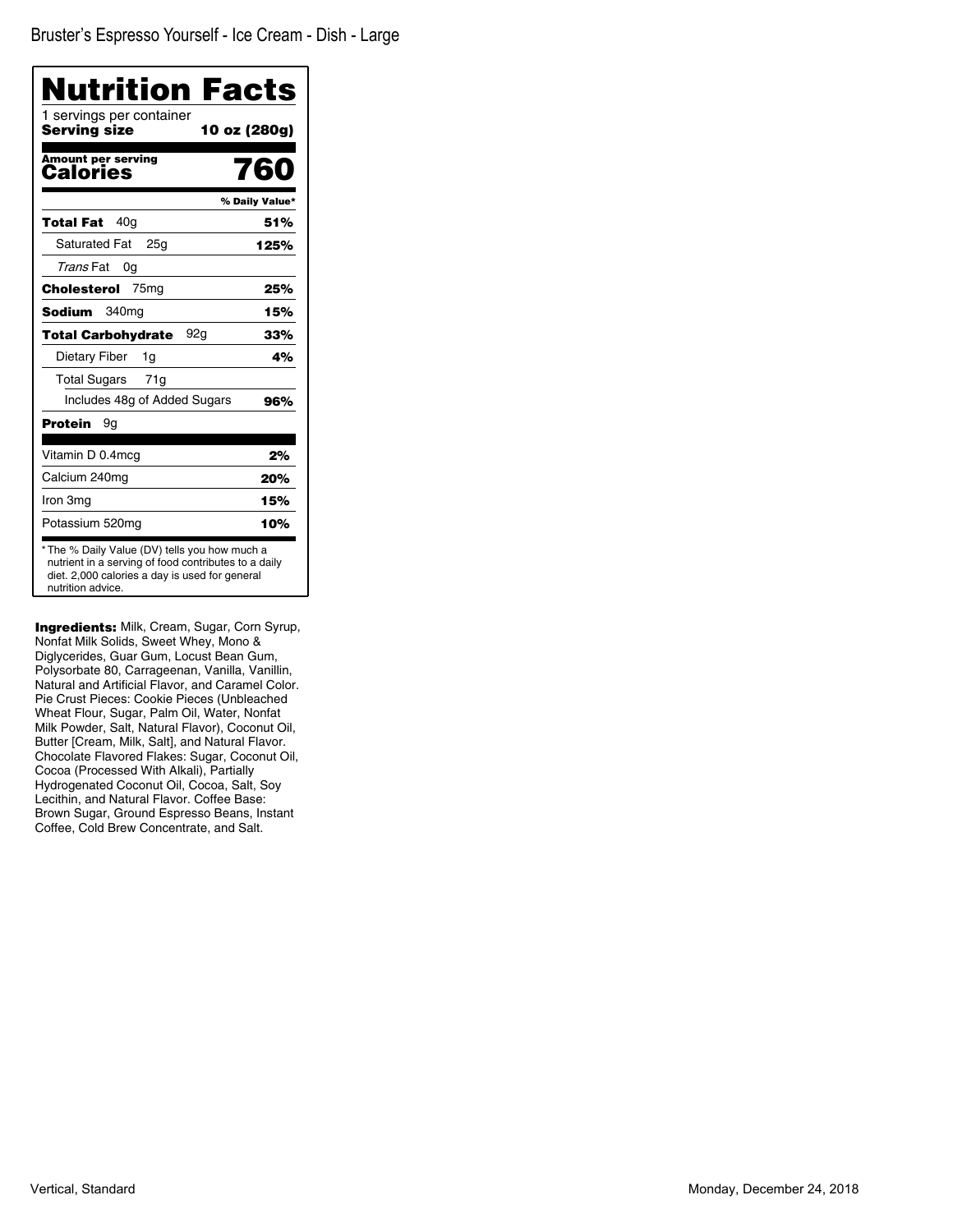Bruster's Espresso Yourself - Ice Cream - Dish - Large

# Nutrition Facts

1 servings per container
**Serving size** **10 oz (280g)**

**Amount per serving**
**Calories** **760**

| | % Daily Value* |
|---|---|
| **Total Fat** 40g | **51%** |
| Saturated Fat 25g | **125%** |
| *Trans* Fat 0g | |
| **Cholesterol** 75mg | **25%** |
| **Sodium** 340mg | **15%** |
| **Total Carbohydrate** 92g | **33%** |
| Dietary Fiber 1g | **4%** |
| Total Sugars 71g | |
| Includes 48g of Added Sugars | **96%** |
| **Protein** 9g | |
| Vitamin D 0.4mcg | **2%** |
| Calcium 240mg | **20%** |
| Iron 3mg | **15%** |
| Potassium 520mg | **10%** |

* The % Daily Value (DV) tells you how much a nutrient in a serving of food contributes to a daily diet. 2,000 calories a day is used for general nutrition advice.

**Ingredients:** Milk, Cream, Sugar, Corn Syrup, Nonfat Milk Solids, Sweet Whey, Mono & Diglycerides, Guar Gum, Locust Bean Gum, Polysorbate 80, Carrageenan, Vanilla, Vanillin, Natural and Artificial Flavor, and Caramel Color. Pie Crust Pieces: Cookie Pieces (Unbleached Wheat Flour, Sugar, Palm Oil, Water, Nonfat Milk Powder, Salt, Natural Flavor), Coconut Oil, Butter [Cream, Milk, Salt], and Natural Flavor. Chocolate Flavored Flakes: Sugar, Coconut Oil, Cocoa (Processed With Alkali), Partially Hydrogenated Coconut Oil, Cocoa, Salt, Soy Lecithin, and Natural Flavor. Coffee Base: Brown Sugar, Ground Espresso Beans, Instant Coffee, Cold Brew Concentrate, and Salt.

Vertical, Standard

Monday, December 24, 2018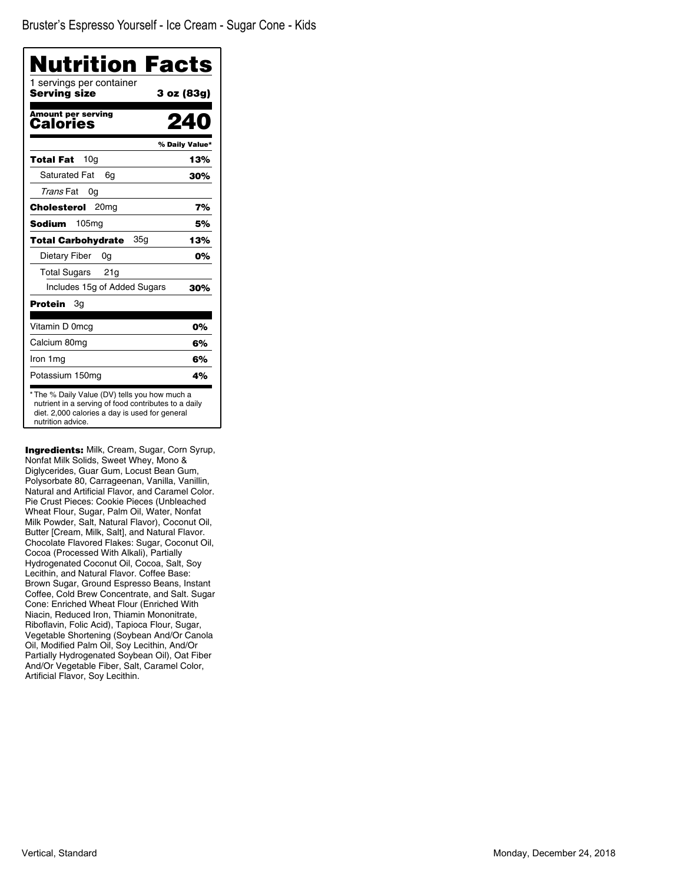# Bruster's Espresso Yourself - Ice Cream - Sugar Cone - Kids

## Nutrition Facts

1 servings per container

**Serving size** **3 oz (83g)**

**Amount per serving**

**Calories** **240**

| | % Daily Value* |
|---|---|
| **Total Fat** 10g | **13%** |
| Saturated Fat 6g | **30%** |
| *Trans* Fat 0g | |
| **Cholesterol** 20mg | **7%** |
| **Sodium** 105mg | **5%** |
| **Total Carbohydrate** 35g | **13%** |
| Dietary Fiber 0g | **0%** |
| Total Sugars 21g | |
| Includes 15g of Added Sugars | **30%** |
| **Protein** 3g | |
| Vitamin D 0mcg | **0%** |
| Calcium 80mg | **6%** |
| Iron 1mg | **6%** |
| Potassium 150mg | **4%** |

* The % Daily Value (DV) tells you how much a nutrient in a serving of food contributes to a daily diet. 2,000 calories a day is used for general nutrition advice.

**Ingredients:** Milk, Cream, Sugar, Corn Syrup, Nonfat Milk Solids, Sweet Whey, Mono & Diglycerides, Guar Gum, Locust Bean Gum, Polysorbate 80, Carrageenan, Vanilla, Vanillin, Natural and Artificial Flavor, and Caramel Color. Pie Crust Pieces: Cookie Pieces (Unbleached Wheat Flour, Sugar, Palm Oil, Water, Nonfat Milk Powder, Salt, Natural Flavor), Coconut Oil, Butter [Cream, Milk, Salt], and Natural Flavor. Chocolate Flavored Flakes: Sugar, Coconut Oil, Cocoa (Processed With Alkali), Partially Hydrogenated Coconut Oil, Cocoa, Salt, Soy Lecithin, and Natural Flavor. Coffee Base: Brown Sugar, Ground Espresso Beans, Instant Coffee, Cold Brew Concentrate, and Salt. Sugar Cone: Enriched Wheat Flour (Enriched With Niacin, Reduced Iron, Thiamin Mononitrate, Riboflavin, Folic Acid), Tapioca Flour, Sugar, Vegetable Shortening (Soybean And/Or Canola Oil, Modified Palm Oil, Soy Lecithin, And/Or Partially Hydrogenated Soybean Oil), Oat Fiber And/Or Vegetable Fiber, Salt, Caramel Color, Artificial Flavor, Soy Lecithin.

Vertical, Standard

Monday, December 24, 2018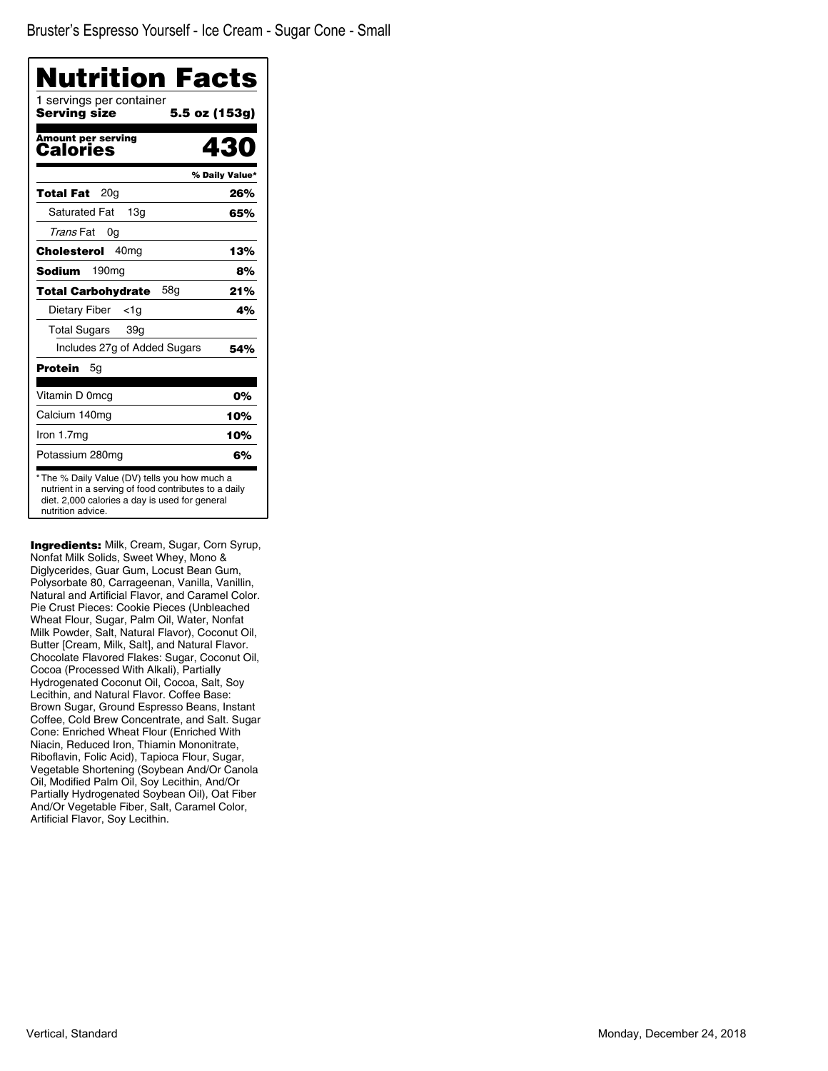Bruster's Espresso Yourself - Ice Cream - Sugar Cone - Small

# Nutrition Facts

1 servings per container

**Serving size** **5.5 oz (153g)**

**Amount per serving**

**Calories** **430**

| | % Daily Value* |
|---|---|
| **Total Fat** 20g | **26%** |
| Saturated Fat 13g | **65%** |
| *Trans* Fat 0g | |
| **Cholesterol** 40mg | **13%** |
| **Sodium** 190mg | **8%** |
| **Total Carbohydrate** 58g | **21%** |
| Dietary Fiber <1g | **4%** |
| Total Sugars 39g | |
| Includes 27g of Added Sugars | **54%** |
| **Protein** 5g | |
| Vitamin D 0mcg | **0%** |
| Calcium 140mg | **10%** |
| Iron 1.7mg | **10%** |
| Potassium 280mg | **6%** |

* The % Daily Value (DV) tells you how much a nutrient in a serving of food contributes to a daily diet. 2,000 calories a day is used for general nutrition advice.

**Ingredients:** Milk, Cream, Sugar, Corn Syrup, Nonfat Milk Solids, Sweet Whey, Mono & Diglycerides, Guar Gum, Locust Bean Gum, Polysorbate 80, Carrageenan, Vanilla, Vanillin, Natural and Artificial Flavor, and Caramel Color. Pie Crust Pieces: Cookie Pieces (Unbleached Wheat Flour, Sugar, Palm Oil, Water, Nonfat Milk Powder, Salt, Natural Flavor), Coconut Oil, Butter [Cream, Milk, Salt], and Natural Flavor. Chocolate Flavored Flakes: Sugar, Coconut Oil, Cocoa (Processed With Alkali), Partially Hydrogenated Coconut Oil, Cocoa, Salt, Soy Lecithin, and Natural Flavor. Coffee Base: Brown Sugar, Ground Espresso Beans, Instant Coffee, Cold Brew Concentrate, and Salt. Sugar Cone: Enriched Wheat Flour (Enriched With Niacin, Reduced Iron, Thiamin Mononitrate, Riboflavin, Folic Acid), Tapioca Flour, Sugar, Vegetable Shortening (Soybean And/Or Canola Oil, Modified Palm Oil, Soy Lecithin, And/Or Partially Hydrogenated Soybean Oil), Oat Fiber And/Or Vegetable Fiber, Salt, Caramel Color, Artificial Flavor, Soy Lecithin.

Vertical, Standard

Monday, December 24, 2018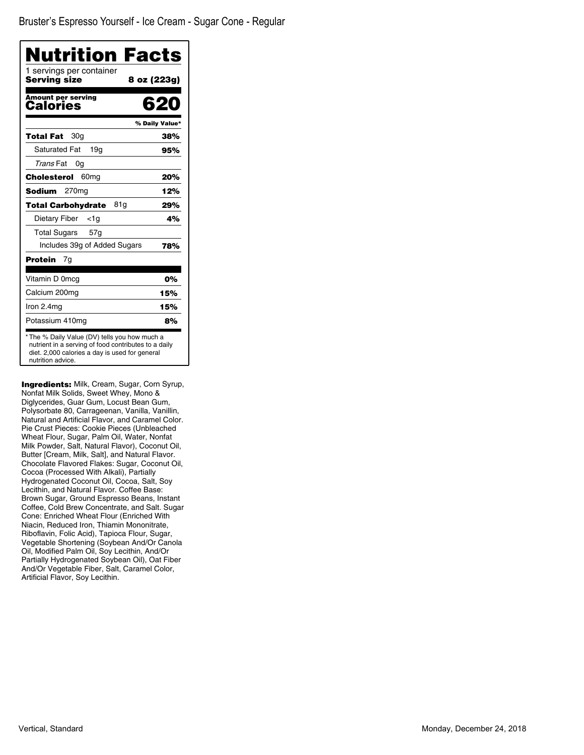Bruster's Espresso Yourself - Ice Cream - Sugar Cone - Regular

# Nutrition Facts

1 servings per container
**Serving size** **8 oz (223g)**

**Amount per serving**
**Calories** **620**

| | % Daily Value* |
|---|---|
| **Total Fat** 30g | **38%** |
| Saturated Fat 19g | **95%** |
| *Trans* Fat 0g | |
| **Cholesterol** 60mg | **20%** |
| **Sodium** 270mg | **12%** |
| **Total Carbohydrate** 81g | **29%** |
| Dietary Fiber <1g | **4%** |
| Total Sugars 57g | |
| Includes 39g of Added Sugars | **78%** |
| **Protein** 7g | |
| Vitamin D 0mcg | **0%** |
| Calcium 200mg | **15%** |
| Iron 2.4mg | **15%** |
| Potassium 410mg | **8%** |

* The % Daily Value (DV) tells you how much a nutrient in a serving of food contributes to a daily diet. 2,000 calories a day is used for general nutrition advice.

**Ingredients:** Milk, Cream, Sugar, Corn Syrup, Nonfat Milk Solids, Sweet Whey, Mono & Diglycerides, Guar Gum, Locust Bean Gum, Polysorbate 80, Carrageenan, Vanilla, Vanillin, Natural and Artificial Flavor, and Caramel Color. Pie Crust Pieces: Cookie Pieces (Unbleached Wheat Flour, Sugar, Palm Oil, Water, Nonfat Milk Powder, Salt, Natural Flavor), Coconut Oil, Butter [Cream, Milk, Salt], and Natural Flavor. Chocolate Flavored Flakes: Sugar, Coconut Oil, Cocoa (Processed With Alkali), Partially Hydrogenated Coconut Oil, Cocoa, Salt, Soy Lecithin, and Natural Flavor. Coffee Base: Brown Sugar, Ground Espresso Beans, Instant Coffee, Cold Brew Concentrate, and Salt. Sugar Cone: Enriched Wheat Flour (Enriched With Niacin, Reduced Iron, Thiamin Mononitrate, Riboflavin, Folic Acid), Tapioca Flour, Sugar, Vegetable Shortening (Soybean And/Or Canola Oil, Modified Palm Oil, Soy Lecithin, And/Or Partially Hydrogenated Soybean Oil), Oat Fiber And/Or Vegetable Fiber, Salt, Caramel Color, Artificial Flavor, Soy Lecithin.

Vertical, Standard

Monday, December 24, 2018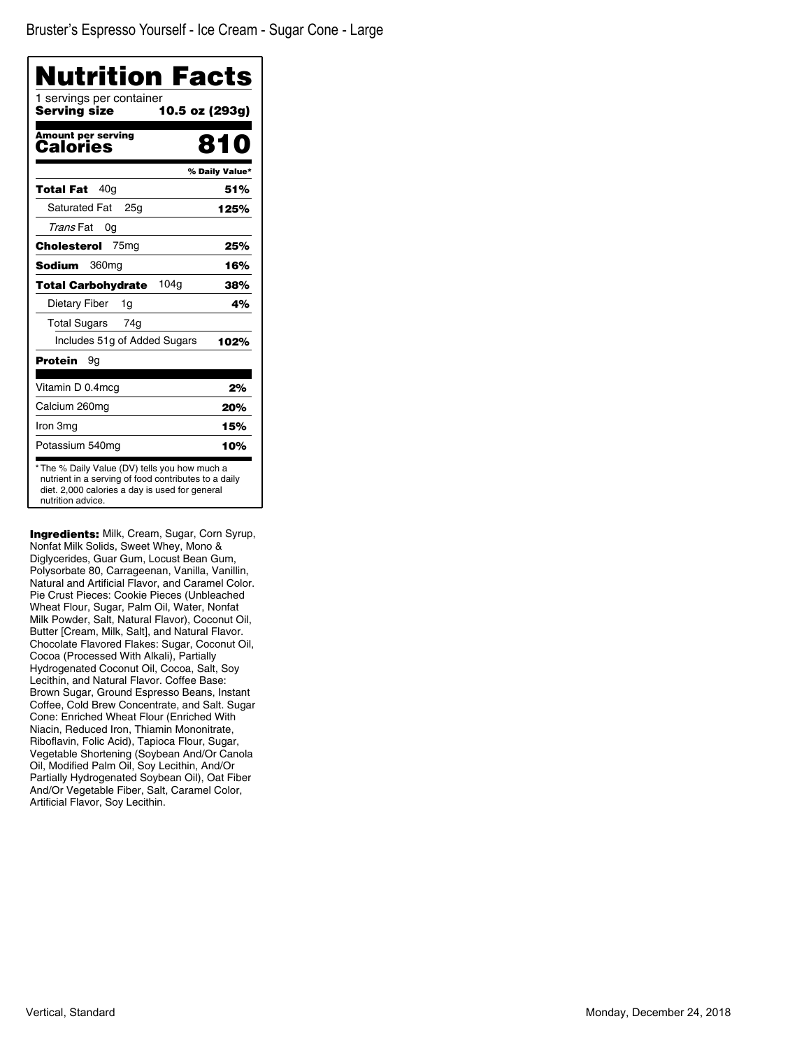Bruster's Espresso Yourself - Ice Cream - Sugar Cone - Large

# Nutrition Facts

1 servings per container

**Serving size** **10.5 oz (293g)**

**Amount per serving**

**Calories** **810**

| | % Daily Value* |
|---|---|
| **Total Fat** 40g | **51%** |
| Saturated Fat 25g | **125%** |
| *Trans* Fat 0g | |
| **Cholesterol** 75mg | **25%** |
| **Sodium** 360mg | **16%** |
| **Total Carbohydrate** 104g | **38%** |
| Dietary Fiber 1g | **4%** |
| Total Sugars 74g | |
| Includes 51g of Added Sugars | **102%** |
| **Protein** 9g | |
| Vitamin D 0.4mcg | **2%** |
| Calcium 260mg | **20%** |
| Iron 3mg | **15%** |
| Potassium 540mg | **10%** |

* The % Daily Value (DV) tells you how much a nutrient in a serving of food contributes to a daily diet. 2,000 calories a day is used for general nutrition advice.

**Ingredients:** Milk, Cream, Sugar, Corn Syrup, Nonfat Milk Solids, Sweet Whey, Mono & Diglycerides, Guar Gum, Locust Bean Gum, Polysorbate 80, Carrageenan, Vanilla, Vanillin, Natural and Artificial Flavor, and Caramel Color. Pie Crust Pieces: Cookie Pieces (Unbleached Wheat Flour, Sugar, Palm Oil, Water, Nonfat Milk Powder, Salt, Natural Flavor), Coconut Oil, Butter [Cream, Milk, Salt], and Natural Flavor. Chocolate Flavored Flakes: Sugar, Coconut Oil, Cocoa (Processed With Alkali), Partially Hydrogenated Coconut Oil, Cocoa, Salt, Soy Lecithin, and Natural Flavor. Coffee Base: Brown Sugar, Ground Espresso Beans, Instant Coffee, Cold Brew Concentrate, and Salt. Sugar Cone: Enriched Wheat Flour (Enriched With Niacin, Reduced Iron, Thiamin Mononitrate, Riboflavin, Folic Acid), Tapioca Flour, Sugar, Vegetable Shortening (Soybean And/Or Canola Oil, Modified Palm Oil, Soy Lecithin, And/Or Partially Hydrogenated Soybean Oil), Oat Fiber And/Or Vegetable Fiber, Salt, Caramel Color, Artificial Flavor, Soy Lecithin.

Vertical, Standard

Monday, December 24, 2018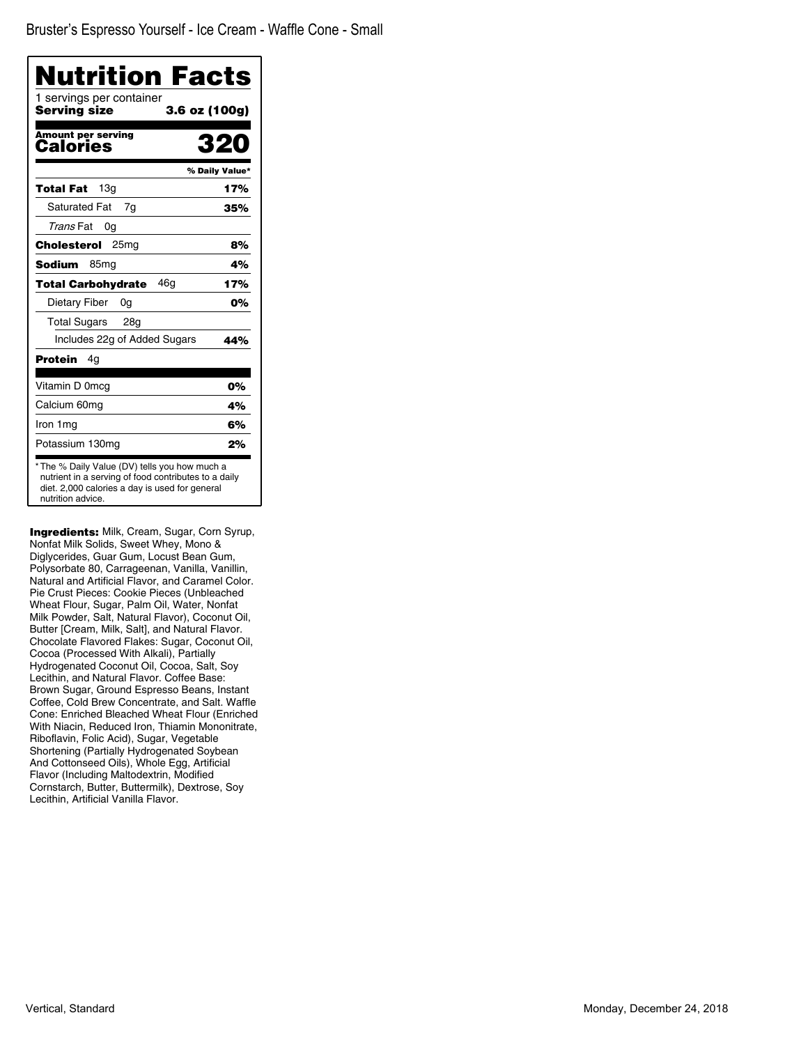Bruster's Espresso Yourself - Ice Cream - Waffle Cone - Small

# Nutrition Facts

1 servings per container

**Serving size** **3.6 oz (100g)**

**Amount per serving**

**Calories** **320**

| | % Daily Value* |
|---|---|
| **Total Fat** 13g | **17%** |
| Saturated Fat 7g | **35%** |
| *Trans* Fat 0g | |
| **Cholesterol** 25mg | **8%** |
| **Sodium** 85mg | **4%** |
| **Total Carbohydrate** 46g | **17%** |
| Dietary Fiber 0g | **0%** |
| Total Sugars 28g | |
| Includes 22g of Added Sugars | **44%** |
| **Protein** 4g | |
| Vitamin D 0mcg | **0%** |
| Calcium 60mg | **4%** |
| Iron 1mg | **6%** |
| Potassium 130mg | **2%** |

* The % Daily Value (DV) tells you how much a nutrient in a serving of food contributes to a daily diet. 2,000 calories a day is used for general nutrition advice.

**Ingredients:** Milk, Cream, Sugar, Corn Syrup, Nonfat Milk Solids, Sweet Whey, Mono & Diglycerides, Guar Gum, Locust Bean Gum, Polysorbate 80, Carrageenan, Vanilla, Vanillin, Natural and Artificial Flavor, and Caramel Color. Pie Crust Pieces: Cookie Pieces (Unbleached Wheat Flour, Sugar, Palm Oil, Water, Nonfat Milk Powder, Salt, Natural Flavor), Coconut Oil, Butter [Cream, Milk, Salt], and Natural Flavor. Chocolate Flavored Flakes: Sugar, Coconut Oil, Cocoa (Processed With Alkali), Partially Hydrogenated Coconut Oil, Cocoa, Salt, Soy Lecithin, and Natural Flavor. Coffee Base: Brown Sugar, Ground Espresso Beans, Instant Coffee, Cold Brew Concentrate, and Salt. Waffle Cone: Enriched Bleached Wheat Flour (Enriched With Niacin, Reduced Iron, Thiamin Mononitrate, Riboflavin, Folic Acid), Sugar, Vegetable Shortening (Partially Hydrogenated Soybean And Cottonseed Oils), Whole Egg, Artificial Flavor (Including Maltodextrin, Modified Cornstarch, Butter, Buttermilk), Dextrose, Soy Lecithin, Artificial Vanilla Flavor.

Vertical, Standard

Monday, December 24, 2018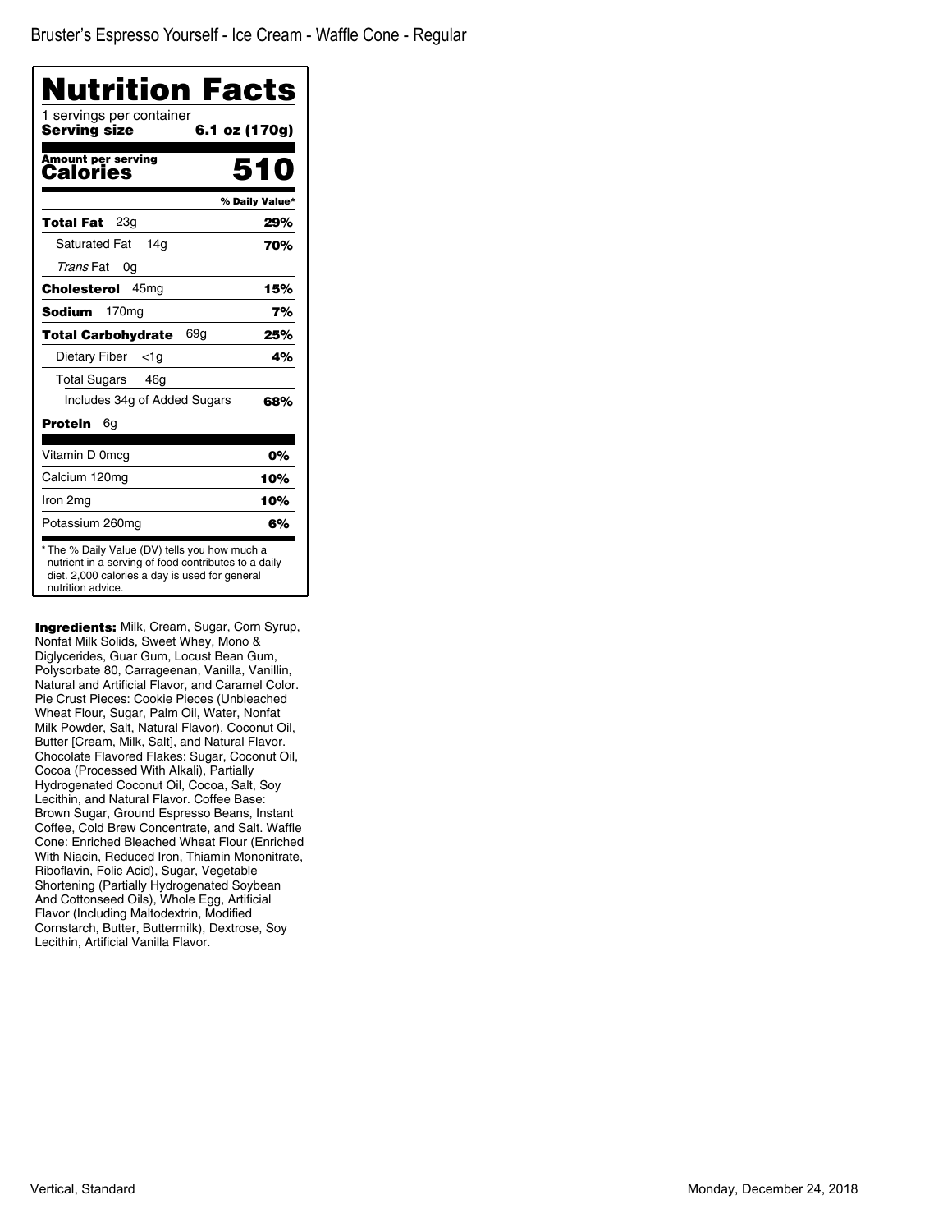Bruster's Espresso Yourself - Ice Cream - Waffle Cone - Regular

# Nutrition Facts

1 servings per container

**Serving size** **6.1 oz (170g)**

**Amount per serving**
**Calories** **510**

| | % Daily Value* |
|---|---|
| **Total Fat** 23g | **29%** |
| Saturated Fat 14g | **70%** |
| *Trans* Fat 0g | |
| **Cholesterol** 45mg | **15%** |
| **Sodium** 170mg | **7%** |
| **Total Carbohydrate** 69g | **25%** |
| Dietary Fiber <1g | **4%** |
| Total Sugars 46g | |
| Includes 34g of Added Sugars | **68%** |
| **Protein** 6g | |
| Vitamin D 0mcg | **0%** |
| Calcium 120mg | **10%** |
| Iron 2mg | **10%** |
| Potassium 260mg | **6%** |

* The % Daily Value (DV) tells you how much a nutrient in a serving of food contributes to a daily diet. 2,000 calories a day is used for general nutrition advice.

**Ingredients:** Milk, Cream, Sugar, Corn Syrup, Nonfat Milk Solids, Sweet Whey, Mono & Diglycerides, Guar Gum, Locust Bean Gum, Polysorbate 80, Carrageenan, Vanilla, Vanillin, Natural and Artificial Flavor, and Caramel Color. Pie Crust Pieces: Cookie Pieces (Unbleached Wheat Flour, Sugar, Palm Oil, Water, Nonfat Milk Powder, Salt, Natural Flavor), Coconut Oil, Butter [Cream, Milk, Salt], and Natural Flavor. Chocolate Flavored Flakes: Sugar, Coconut Oil, Cocoa (Processed With Alkali), Partially Hydrogenated Coconut Oil, Cocoa, Salt, Soy Lecithin, and Natural Flavor. Coffee Base: Brown Sugar, Ground Espresso Beans, Instant Coffee, Cold Brew Concentrate, and Salt. Waffle Cone: Enriched Bleached Wheat Flour (Enriched With Niacin, Reduced Iron, Thiamin Mononitrate, Riboflavin, Folic Acid), Sugar, Vegetable Shortening (Partially Hydrogenated Soybean And Cottonseed Oils), Whole Egg, Artificial Flavor (Including Maltodextrin, Modified Cornstarch, Butter, Buttermilk), Dextrose, Soy Lecithin, Artificial Vanilla Flavor.

Vertical, Standard

Monday, December 24, 2018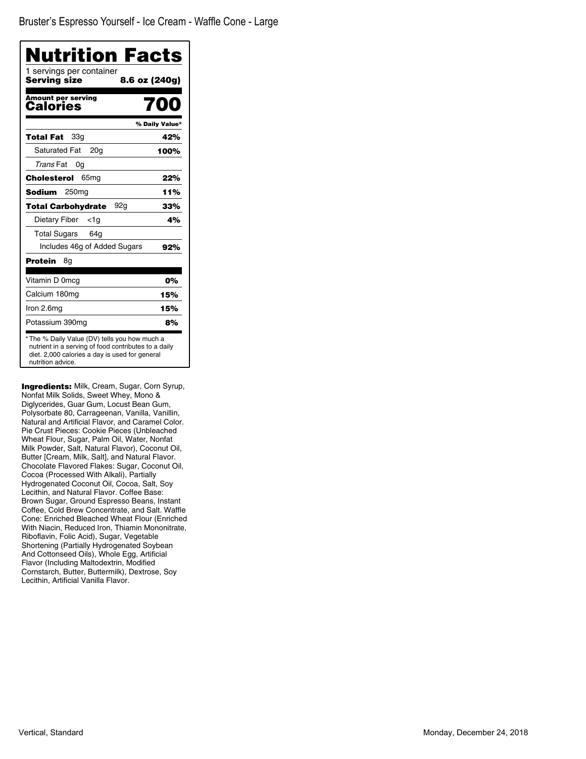Bruster's Espresso Yourself - Ice Cream - Waffle Cone - Large

# Nutrition Facts

1 servings per container
**Serving size** **8.6 oz (240g)**

**Amount per serving**
**Calories** **700**

| | % Daily Value* |
|---|---|
| **Total Fat** 33g | **42%** |
| Saturated Fat 20g | **100%** |
| *Trans* Fat 0g | |
| **Cholesterol** 65mg | **22%** |
| **Sodium** 250mg | **11%** |
| **Total Carbohydrate** 92g | **33%** |
| Dietary Fiber <1g | **4%** |
| Total Sugars 64g | |
| Includes 46g of Added Sugars | **92%** |
| **Protein** 8g | |
| Vitamin D 0mcg | **0%** |
| Calcium 180mg | **15%** |
| Iron 2.6mg | **15%** |
| Potassium 390mg | **8%** |

* The % Daily Value (DV) tells you how much a nutrient in a serving of food contributes to a daily diet. 2,000 calories a day is used for general nutrition advice.

**Ingredients:** Milk, Cream, Sugar, Corn Syrup, Nonfat Milk Solids, Sweet Whey, Mono & Diglycerides, Guar Gum, Locust Bean Gum, Polysorbate 80, Carrageenan, Vanilla, Vanillin, Natural and Artificial Flavor, and Caramel Color. Pie Crust Pieces: Cookie Pieces (Unbleached Wheat Flour, Sugar, Palm Oil, Water, Nonfat Milk Powder, Salt, Natural Flavor), Coconut Oil, Butter [Cream, Milk, Salt], and Natural Flavor. Chocolate Flavored Flakes: Sugar, Coconut Oil, Cocoa (Processed With Alkali), Partially Hydrogenated Coconut Oil, Cocoa, Salt, Soy Lecithin, and Natural Flavor. Coffee Base: Brown Sugar, Ground Espresso Beans, Instant Coffee, Cold Brew Concentrate, and Salt. Waffle Cone: Enriched Bleached Wheat Flour (Enriched With Niacin, Reduced Iron, Thiamin Mononitrate, Riboflavin, Folic Acid), Sugar, Vegetable Shortening (Partially Hydrogenated Soybean And Cottonseed Oils), Whole Egg, Artificial Flavor (Including Maltodextrin, Modified Cornstarch, Butter, Buttermilk), Dextrose, Soy Lecithin, Artificial Vanilla Flavor.

Vertical, Standard

Monday, December 24, 2018